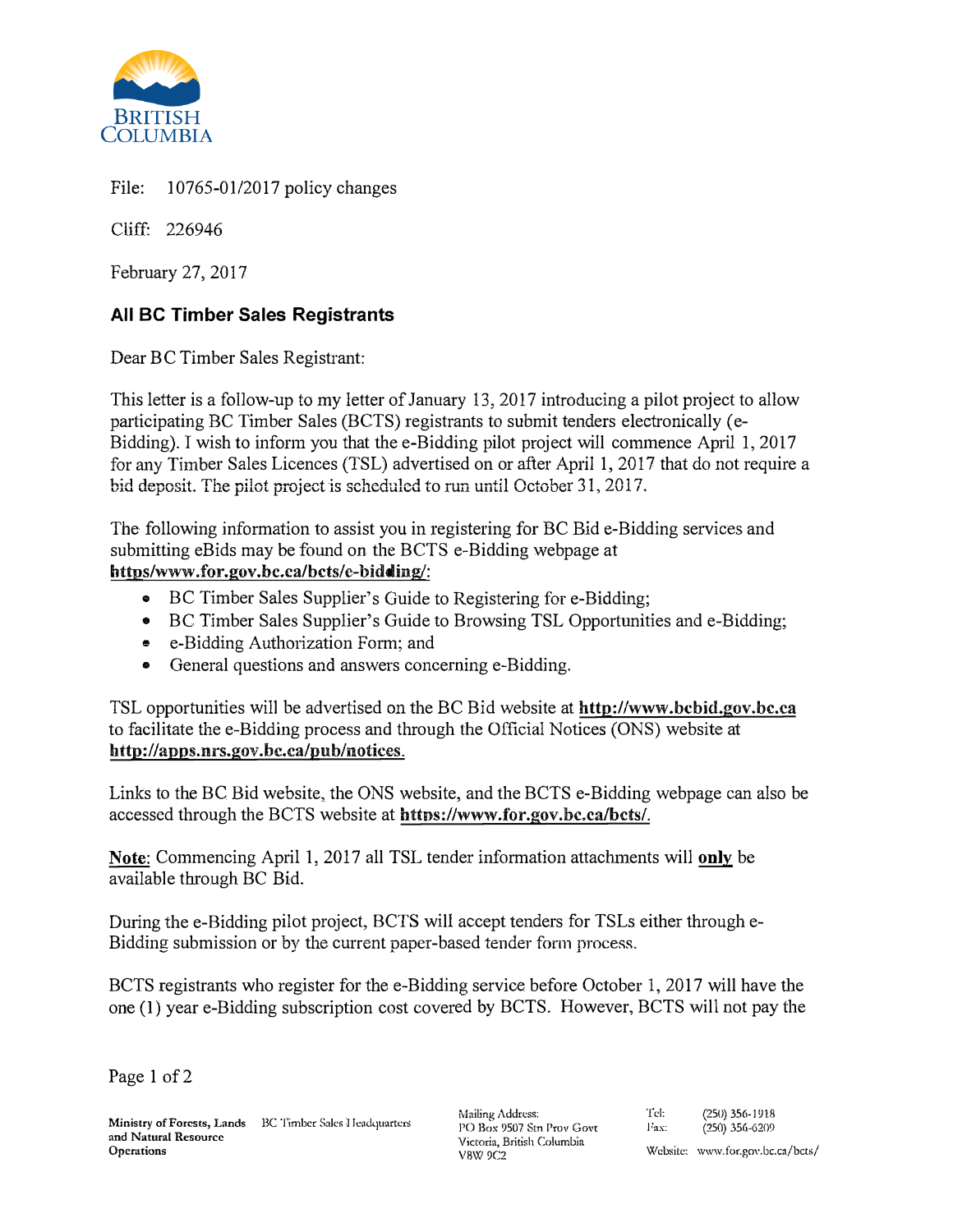File: 10765-01/2017 policy changes

Cliff: 226946

February 27, 2017

**All BC Timber Sales Registrants**

Dear BC Timber Sales Registrant:

This letter is a follow-up to my letter of January 13, 2017 introducing a pilot project to allow participating BC Timber Sales (BCTS) registrants to submit tenders electronically (e-Bidding). I wish to inform you that the e-Bidding pilot project will commence April 1, 2017 for any Timber Sales Licences (TSL) advertised on or after April 1, 2017 that do not require a bid deposit. The pilot project is scheduled to run until October 31, 2017.

The following information to assist you in registering for BC Bid e-Bidding services and submitting eBids may be found on the BCTS e-Bidding webpage at **https/www.for.gov.bc.ca/bcts/e-bidding/:**

- BC Timber Sales Supplier's Guide to Registering for e-Bidding;
- BC Timber Sales Supplier's Guide to Browsing TSL Opportunities and e-Bidding;
- e-Bidding Authorization Form; and
- General questions and answers concerning e-Bidding.

TSL opportunities will be advertised on the BC Bid website at **http://www.bcbid.gov.bc.ca** to facilitate the e-Bidding process and through the Official Notices (ONS) website at **http://apps.nrs.gov.bc.ca/pub/notices.**

Links to the BC Bid website, the ONS website, and the BCTS e-Bidding webpage can also be accessed through the BCTS website at **https://www.for.gov.bc.ca/bcts/.**

**Note:** Commencing April 1, 2017 all TSL tender information attachments will **only** be available through BC Bid.

During the e-Bidding pilot project, BCTS will accept tenders for TSLs either through e-Bidding submission or by the current paper-based tender form process.

BCTS registrants who register for the e-Bidding service before October 1, 2017 will have the one (1) year e-Bidding subscription cost covered by BCTS. However, BCTS will not pay the

**Ministry of Forests, Lands and Natural Resource Operations** — BC Timber Sales Headquarters

Mailing Address: PO Box 9507 Stn Prov Govt, Victoria, British Columbia V8W 9C2

Tel: (250) 356-1918
Fax: (250) 356-6209
Website: www.for.gov.bc.ca/bcts/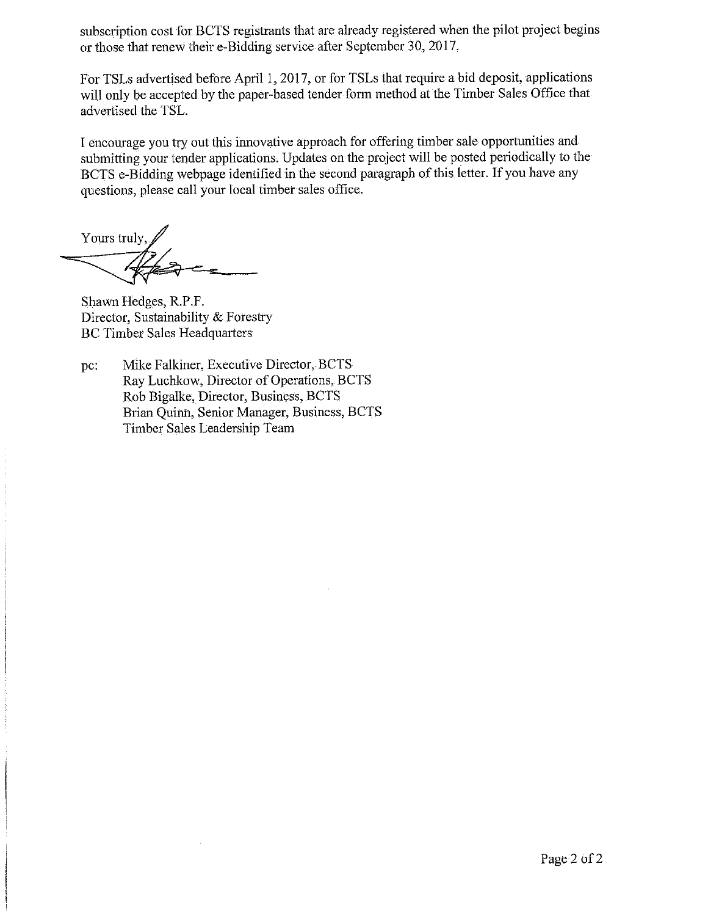subscription cost for BCTS registrants that are already registered when the pilot project begins or those that renew their e-Bidding service after September 30, 2017.

For TSLs advertised before April 1, 2017, or for TSLs that require a bid deposit, applications will only be accepted by the paper-based tender form method at the Timber Sales Office that advertised the TSL.

I encourage you try out this innovative approach for offering timber sale opportunities and submitting your tender applications. Updates on the project will be posted periodically to the BCTS e-Bidding webpage identified in the second paragraph of this letter. If you have any questions, please call your local timber sales office.

Yours truly,

Shawn Hedges, R.P.F.
Director, Sustainability & Forestry
BC Timber Sales Headquarters

pc: Mike Falkiner, Executive Director, BCTS
Ray Luchkow, Director of Operations, BCTS
Rob Bigalke, Director, Business, BCTS
Brian Quinn, Senior Manager, Business, BCTS
Timber Sales Leadership Team